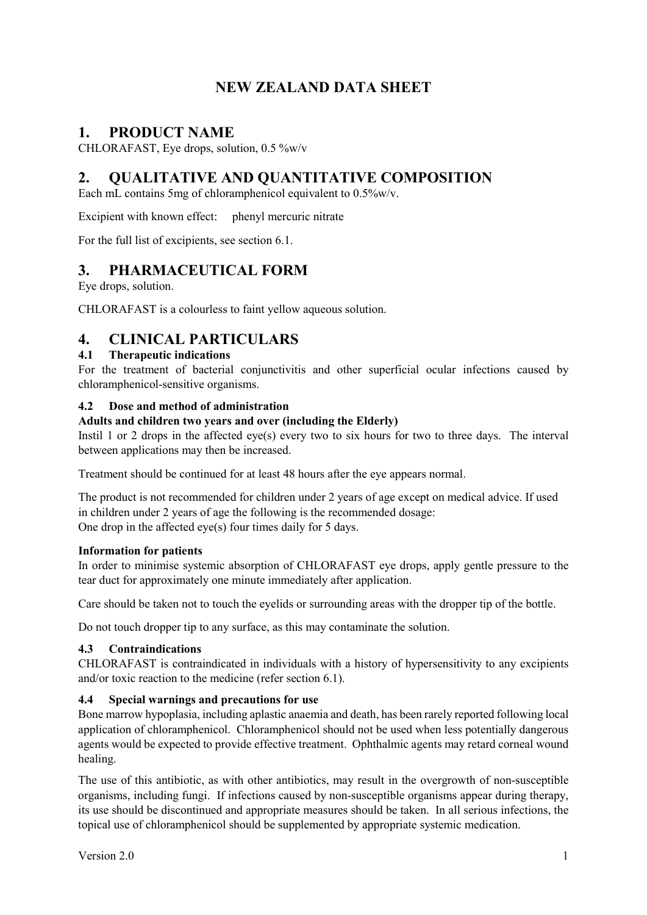# NEW ZEALAND DATA SHEET

## 1. PRODUCT NAME

CHLORAFAST, Eye drops, solution, 0.5 %w/v

## 2. QUALITATIVE AND QUANTITATIVE COMPOSITION

Each mL contains 5mg of chloramphenicol equivalent to 0.5%w/v.

Excipient with known effect: phenyl mercuric nitrate

For the full list of excipients, see section 6.1.

## 3. PHARMACEUTICAL FORM

Eye drops, solution.

CHLORAFAST is a colourless to faint yellow aqueous solution.

## 4. CLINICAL PARTICULARS

### 4.1 Therapeutic indications

For the treatment of bacterial conjunctivitis and other superficial ocular infections caused by chloramphenicol-sensitive organisms.

### 4.2 Dose and method of administration

**Adults and children two years and over (including the Elderly)**

Instil 1 or 2 drops in the affected eye(s) every two to six hours for two to three days. The interval between applications may then be increased.

Treatment should be continued for at least 48 hours after the eye appears normal.

The product is not recommended for children under 2 years of age except on medical advice. If used in children under 2 years of age the following is the recommended dosage:
One drop in the affected eye(s) four times daily for 5 days.

**Information for patients**

In order to minimise systemic absorption of CHLORAFAST eye drops, apply gentle pressure to the tear duct for approximately one minute immediately after application.

Care should be taken not to touch the eyelids or surrounding areas with the dropper tip of the bottle.

Do not touch dropper tip to any surface, as this may contaminate the solution.

### 4.3 Contraindications

CHLORAFAST is contraindicated in individuals with a history of hypersensitivity to any excipients and/or toxic reaction to the medicine (refer section 6.1).

### 4.4 Special warnings and precautions for use

Bone marrow hypoplasia, including aplastic anaemia and death, has been rarely reported following local application of chloramphenicol. Chloramphenicol should not be used when less potentially dangerous agents would be expected to provide effective treatment. Ophthalmic agents may retard corneal wound healing.

The use of this antibiotic, as with other antibiotics, may result in the overgrowth of non-susceptible organisms, including fungi. If infections caused by non-susceptible organisms appear during therapy, its use should be discontinued and appropriate measures should be taken. In all serious infections, the topical use of chloramphenicol should be supplemented by appropriate systemic medication.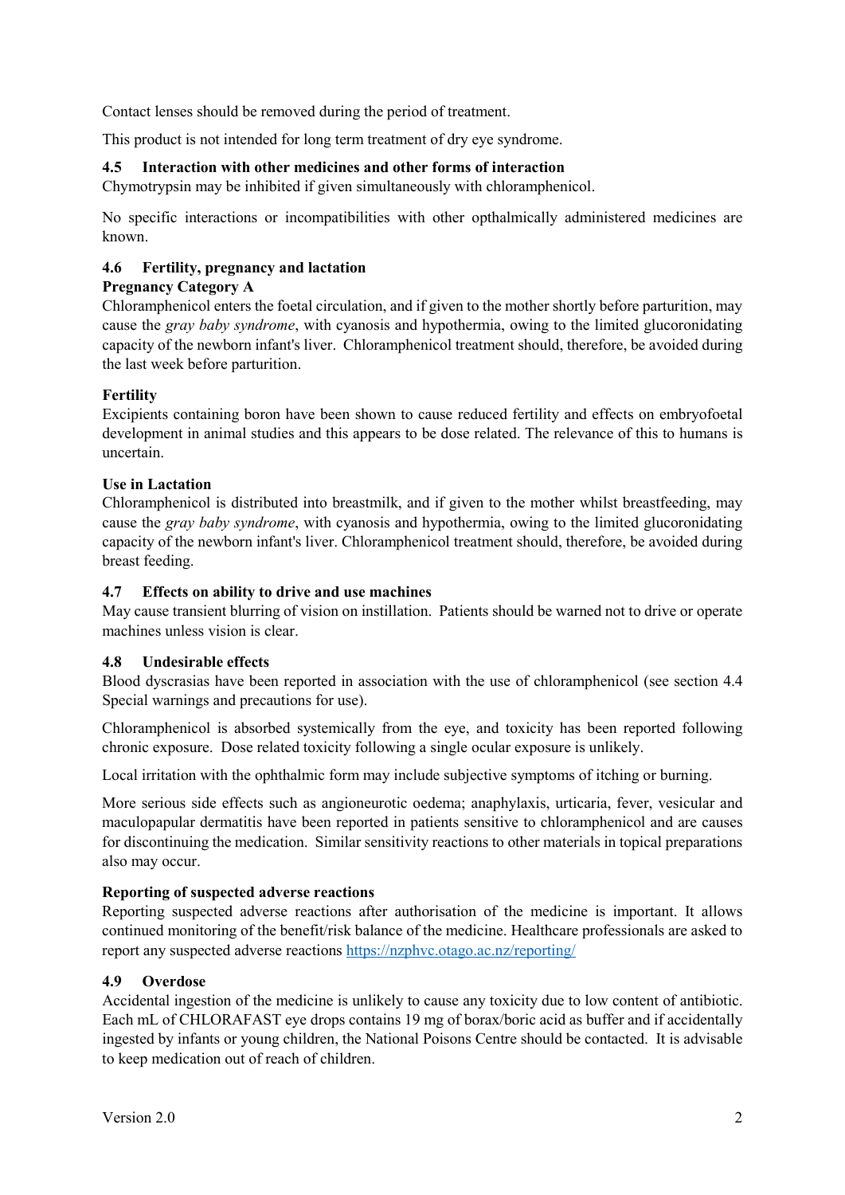Contact lenses should be removed during the period of treatment.

This product is not intended for long term treatment of dry eye syndrome.

## 4.5 Interaction with other medicines and other forms of interaction

Chymotrypsin may be inhibited if given simultaneously with chloramphenicol.

No specific interactions or incompatibilities with other opthalmically administered medicines are known.

## 4.6 Fertility, pregnancy and lactation

**Pregnancy Category A**

Chloramphenicol enters the foetal circulation, and if given to the mother shortly before parturition, may cause the *gray baby syndrome*, with cyanosis and hypothermia, owing to the limited glucoronidating capacity of the newborn infant's liver. Chloramphenicol treatment should, therefore, be avoided during the last week before parturition.

**Fertility**

Excipients containing boron have been shown to cause reduced fertility and effects on embryofoetal development in animal studies and this appears to be dose related. The relevance of this to humans is uncertain.

**Use in Lactation**

Chloramphenicol is distributed into breastmilk, and if given to the mother whilst breastfeeding, may cause the *gray baby syndrome*, with cyanosis and hypothermia, owing to the limited glucoronidating capacity of the newborn infant's liver. Chloramphenicol treatment should, therefore, be avoided during breast feeding.

## 4.7 Effects on ability to drive and use machines

May cause transient blurring of vision on instillation. Patients should be warned not to drive or operate machines unless vision is clear.

## 4.8 Undesirable effects

Blood dyscrasias have been reported in association with the use of chloramphenicol (see section 4.4 Special warnings and precautions for use).

Chloramphenicol is absorbed systemically from the eye, and toxicity has been reported following chronic exposure. Dose related toxicity following a single ocular exposure is unlikely.

Local irritation with the ophthalmic form may include subjective symptoms of itching or burning.

More serious side effects such as angioneurotic oedema; anaphylaxis, urticaria, fever, vesicular and maculopapular dermatitis have been reported in patients sensitive to chloramphenicol and are causes for discontinuing the medication. Similar sensitivity reactions to other materials in topical preparations also may occur.

**Reporting of suspected adverse reactions**

Reporting suspected adverse reactions after authorisation of the medicine is important. It allows continued monitoring of the benefit/risk balance of the medicine. Healthcare professionals are asked to report any suspected adverse reactions https://nzphvc.otago.ac.nz/reporting/

## 4.9 Overdose

Accidental ingestion of the medicine is unlikely to cause any toxicity due to low content of antibiotic. Each mL of CHLORAFAST eye drops contains 19 mg of borax/boric acid as buffer and if accidentally ingested by infants or young children, the National Poisons Centre should be contacted. It is advisable to keep medication out of reach of children.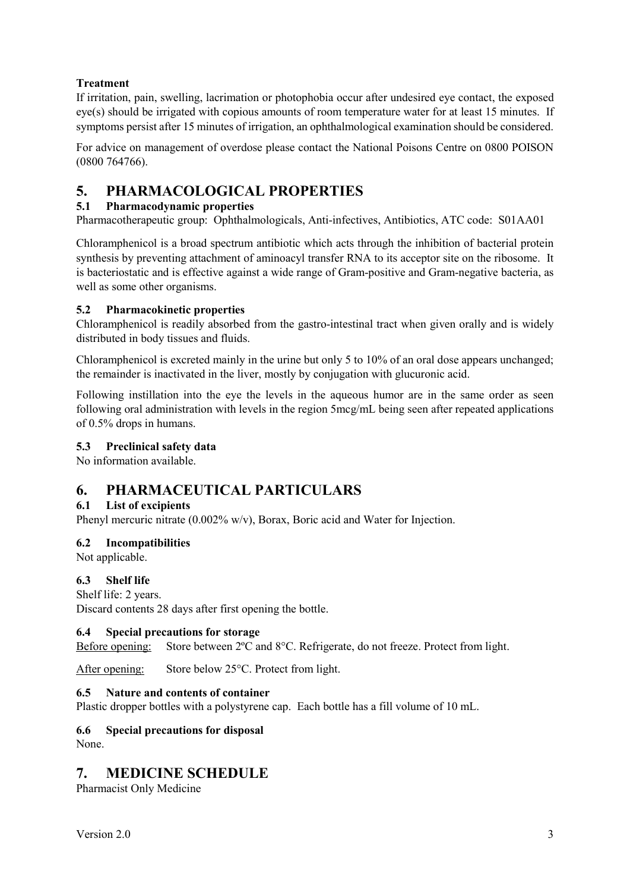**Treatment**

If irritation, pain, swelling, lacrimation or photophobia occur after undesired eye contact, the exposed eye(s) should be irrigated with copious amounts of room temperature water for at least 15 minutes. If symptoms persist after 15 minutes of irrigation, an ophthalmological examination should be considered.

For advice on management of overdose please contact the National Poisons Centre on 0800 POISON (0800 764766).

# 5. PHARMACOLOGICAL PROPERTIES

## 5.1 Pharmacodynamic properties

Pharmacotherapeutic group: Ophthalmologicals, Anti-infectives, Antibiotics, ATC code: S01AA01

Chloramphenicol is a broad spectrum antibiotic which acts through the inhibition of bacterial protein synthesis by preventing attachment of aminoacyl transfer RNA to its acceptor site on the ribosome. It is bacteriostatic and is effective against a wide range of Gram-positive and Gram-negative bacteria, as well as some other organisms.

## 5.2 Pharmacokinetic properties

Chloramphenicol is readily absorbed from the gastro-intestinal tract when given orally and is widely distributed in body tissues and fluids.

Chloramphenicol is excreted mainly in the urine but only 5 to 10% of an oral dose appears unchanged; the remainder is inactivated in the liver, mostly by conjugation with glucuronic acid.

Following instillation into the eye the levels in the aqueous humor are in the same order as seen following oral administration with levels in the region 5mcg/mL being seen after repeated applications of 0.5% drops in humans.

## 5.3 Preclinical safety data

No information available.

# 6. PHARMACEUTICAL PARTICULARS

## 6.1 List of excipients

Phenyl mercuric nitrate (0.002% w/v), Borax, Boric acid and Water for Injection.

## 6.2 Incompatibilities

Not applicable.

## 6.3 Shelf life

Shelf life: 2 years.
Discard contents 28 days after first opening the bottle.

## 6.4 Special precautions for storage

Before opening: Store between 2ºC and 8°C. Refrigerate, do not freeze. Protect from light.

After opening: Store below 25°C. Protect from light.

## 6.5 Nature and contents of container

Plastic dropper bottles with a polystyrene cap. Each bottle has a fill volume of 10 mL.

## 6.6 Special precautions for disposal

None.

# 7. MEDICINE SCHEDULE

Pharmacist Only Medicine

Version 2.0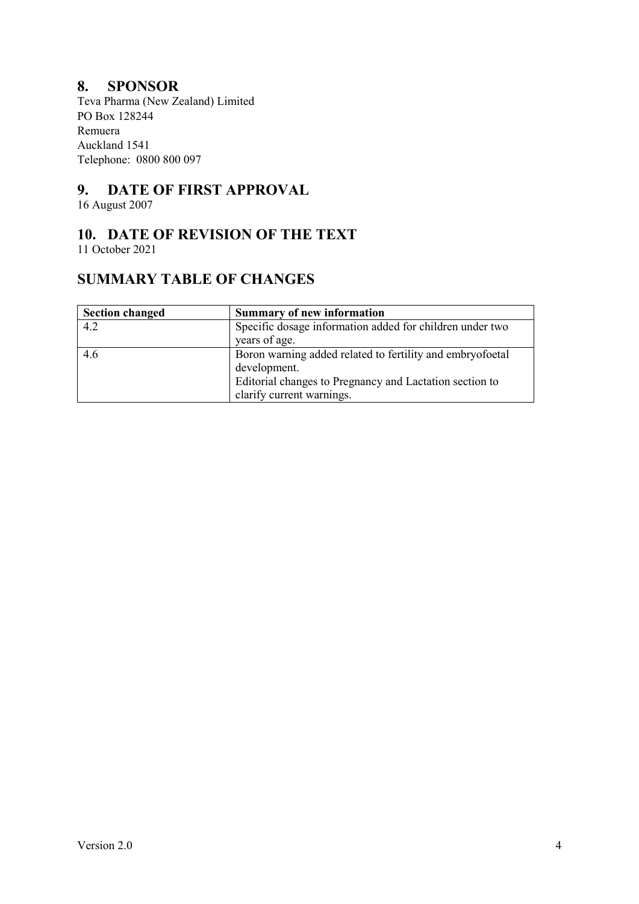## 8. SPONSOR

Teva Pharma (New Zealand) Limited
PO Box 128244
Remuera
Auckland 1541
Telephone: 0800 800 097

## 9. DATE OF FIRST APPROVAL

16 August 2007

## 10. DATE OF REVISION OF THE TEXT

11 October 2021

## SUMMARY TABLE OF CHANGES

| Section changed | Summary of new information |
|---|---|
| 4.2 | Specific dosage information added for children under two years of age. |
| 4.6 | Boron warning added related to fertility and embryofoetal development.<br>Editorial changes to Pregnancy and Lactation section to clarify current warnings. |

Version 2.0